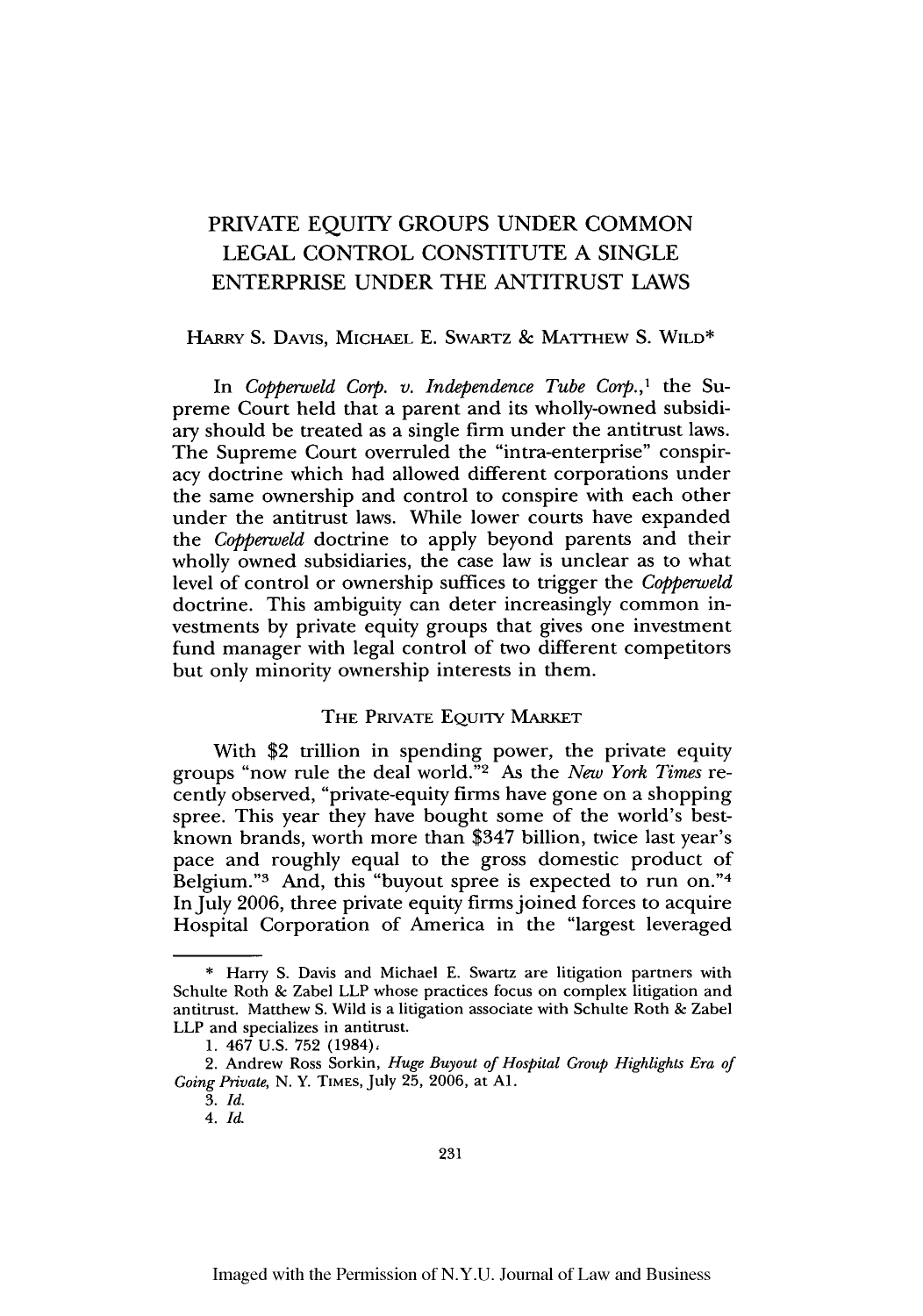# PRIVATE EQUITY GROUPS UNDER COMMON LEGAL CONTROL CONSTITUTE A SINGLE ENTERPRISE UNDER THE ANTITRUST LAWS

HARRY S. DAVIS, MICHAEL E. SWARTZ & MATTHEW S. WILD*

In *Copperweld Corp. v. Independence Tube Corp.*,[1] the Supreme Court held that a parent and its wholly-owned subsidiary should be treated as a single firm under the antitrust laws. The Supreme Court overruled the "intra-enterprise" conspiracy doctrine which had allowed different corporations under the same ownership and control to conspire with each other under the antitrust laws. While lower courts have expanded the *Copperweld* doctrine to apply beyond parents and their wholly owned subsidiaries, the case law is unclear as to what level of control or ownership suffices to trigger the *Copperweld* doctrine. This ambiguity can deter increasingly common investments by private equity groups that gives one investment fund manager with legal control of two different competitors but only minority ownership interests in them.

## THE PRIVATE EQUITY MARKET

With $2 trillion in spending power, the private equity groups "now rule the deal world."[2] As the *New York Times* recently observed, "private-equity firms have gone on a shopping spree. This year they have bought some of the world's best-known brands, worth more than $347 billion, twice last year's pace and roughly equal to the gross domestic product of Belgium."[3] And, this "buyout spree is expected to run on."[4] In July 2006, three private equity firms joined forces to acquire Hospital Corporation of America in the "largest leveraged

---

\* Harry S. Davis and Michael E. Swartz are litigation partners with Schulte Roth & Zabel LLP whose practices focus on complex litigation and antitrust. Matthew S. Wild is a litigation associate with Schulte Roth & Zabel LLP and specializes in antitrust.

1. 467 U.S. 752 (1984).
2. Andrew Ross Sorkin, *Huge Buyout of Hospital Group Highlights Era of Going Private*, N. Y. TIMES, July 25, 2006, at A1.
3. *Id.*
4. *Id.*

Imaged with the Permission of N.Y.U. Journal of Law and Business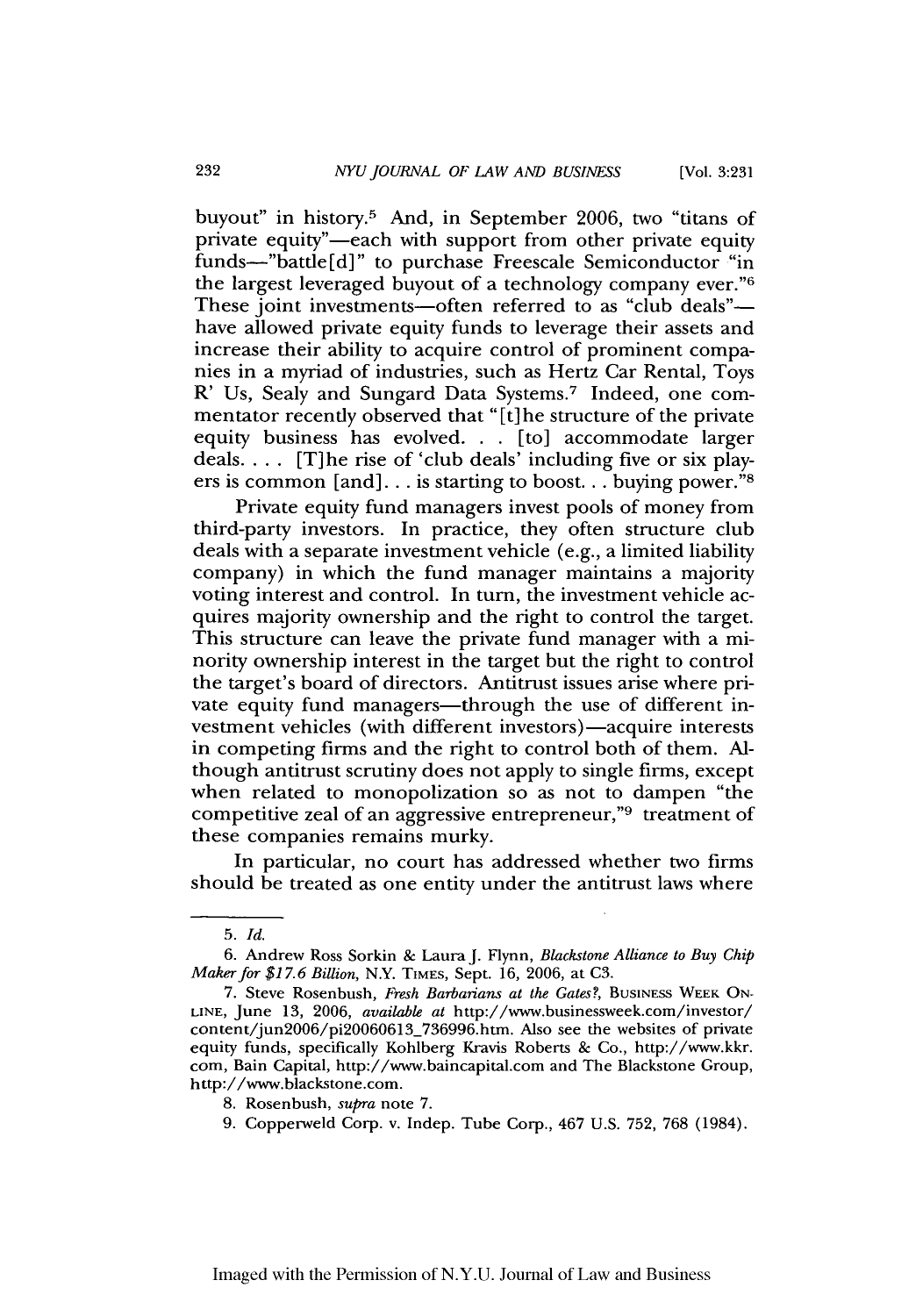buyout" in history.[5] And, in September 2006, two "titans of private equity"—each with support from other private equity funds—"battle[d]" to purchase Freescale Semiconductor "in the largest leveraged buyout of a technology company ever."[6] These joint investments—often referred to as "club deals"—have allowed private equity funds to leverage their assets and increase their ability to acquire control of prominent companies in a myriad of industries, such as Hertz Car Rental, Toys R' Us, Sealy and Sungard Data Systems.[7] Indeed, one commentator recently observed that "[t]he structure of the private equity business has evolved. . . [to] accommodate larger deals. . . . [T]he rise of 'club deals' including five or six players is common [and]. . . is starting to boost. . . buying power."[8]

Private equity fund managers invest pools of money from third-party investors. In practice, they often structure club deals with a separate investment vehicle (e.g., a limited liability company) in which the fund manager maintains a majority voting interest and control. In turn, the investment vehicle acquires majority ownership and the right to control the target. This structure can leave the private fund manager with a minority ownership interest in the target but the right to control the target's board of directors. Antitrust issues arise where private equity fund managers—through the use of different investment vehicles (with different investors)—acquire interests in competing firms and the right to control both of them. Although antitrust scrutiny does not apply to single firms, except when related to monopolization so as not to dampen "the competitive zeal of an aggressive entrepreneur,"[9] treatment of these companies remains murky.

In particular, no court has addressed whether two firms should be treated as one entity under the antitrust laws where

---

5. *Id.*

6. Andrew Ross Sorkin & Laura J. Flynn, *Blackstone Alliance to Buy Chip Maker for $17.6 Billion*, N.Y. TIMES, Sept. 16, 2006, at C3.

7. Steve Rosenbush, *Fresh Barbarians at the Gates?*, BUSINESS WEEK ONLINE, June 13, 2006, *available at* http://www.businessweek.com/investor/content/jun2006/pi20060613_736996.htm. Also see the websites of private equity funds, specifically Kohlberg Kravis Roberts & Co., http://www.kkr.com, Bain Capital, http://www.baincapital.com and The Blackstone Group, http://www.blackstone.com.

8. Rosenbush, *supra* note 7.

9. Copperweld Corp. v. Indep. Tube Corp., 467 U.S. 752, 768 (1984).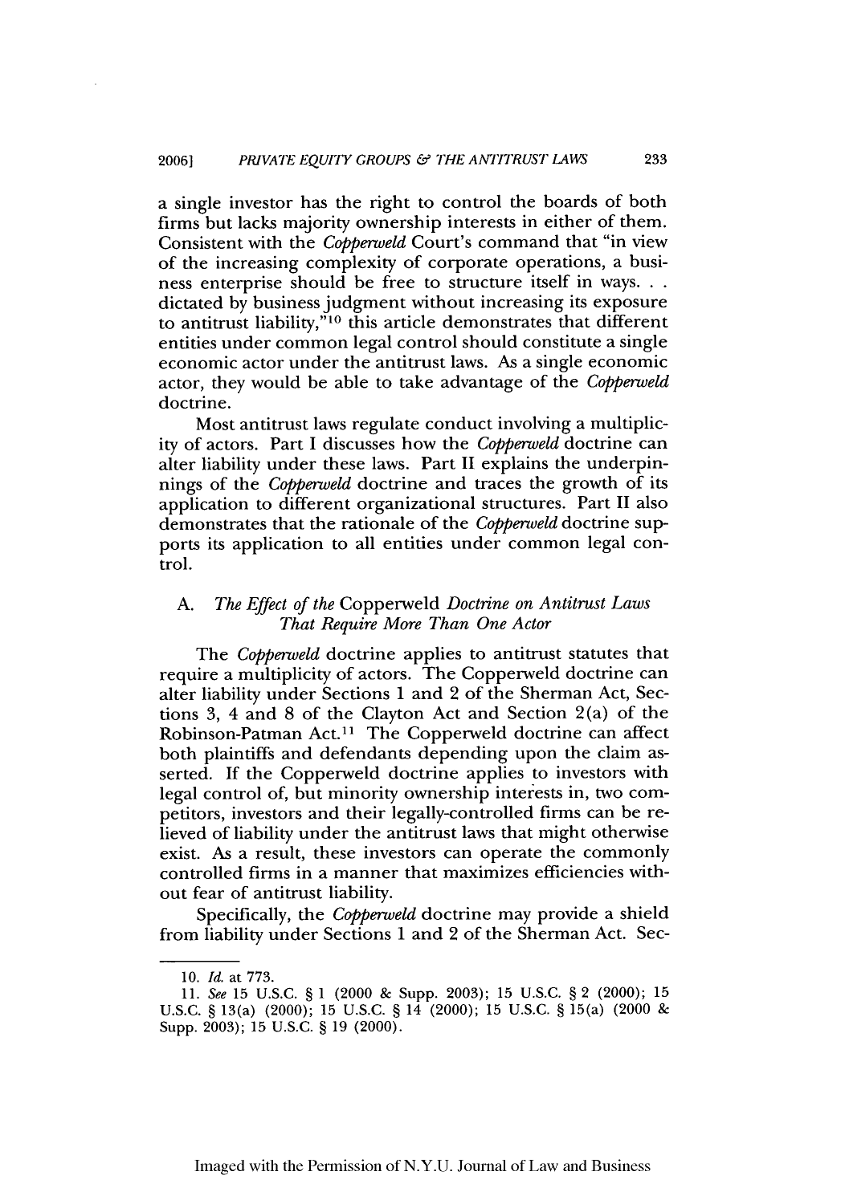a single investor has the right to control the boards of both firms but lacks majority ownership interests in either of them. Consistent with the *Copperweld* Court's command that "in view of the increasing complexity of corporate operations, a business enterprise should be free to structure itself in ways. . . dictated by business judgment without increasing its exposure to antitrust liability,"[10] this article demonstrates that different entities under common legal control should constitute a single economic actor under the antitrust laws. As a single economic actor, they would be able to take advantage of the *Copperweld* doctrine.

Most antitrust laws regulate conduct involving a multiplicity of actors. Part I discusses how the *Copperweld* doctrine can alter liability under these laws. Part II explains the underpinnings of the *Copperweld* doctrine and traces the growth of its application to different organizational structures. Part II also demonstrates that the rationale of the *Copperweld* doctrine supports its application to all entities under common legal control.

### A. *The Effect of the* Copperweld *Doctrine on Antitrust Laws That Require More Than One Actor*

The *Copperweld* doctrine applies to antitrust statutes that require a multiplicity of actors. The Copperweld doctrine can alter liability under Sections 1 and 2 of the Sherman Act, Sections 3, 4 and 8 of the Clayton Act and Section 2(a) of the Robinson-Patman Act.[11] The Copperweld doctrine can affect both plaintiffs and defendants depending upon the claim asserted. If the Copperweld doctrine applies to investors with legal control of, but minority ownership interests in, two competitors, investors and their legally-controlled firms can be relieved of liability under the antitrust laws that might otherwise exist. As a result, these investors can operate the commonly controlled firms in a manner that maximizes efficiencies without fear of antitrust liability.

Specifically, the *Copperweld* doctrine may provide a shield from liability under Sections 1 and 2 of the Sherman Act. Sec-

---

10. *Id.* at 773.

11. *See* 15 U.S.C. § 1 (2000 & Supp. 2003); 15 U.S.C. § 2 (2000); 15 U.S.C. § 13(a) (2000); 15 U.S.C. § 14 (2000); 15 U.S.C. § 15(a) (2000 & Supp. 2003); 15 U.S.C. § 19 (2000).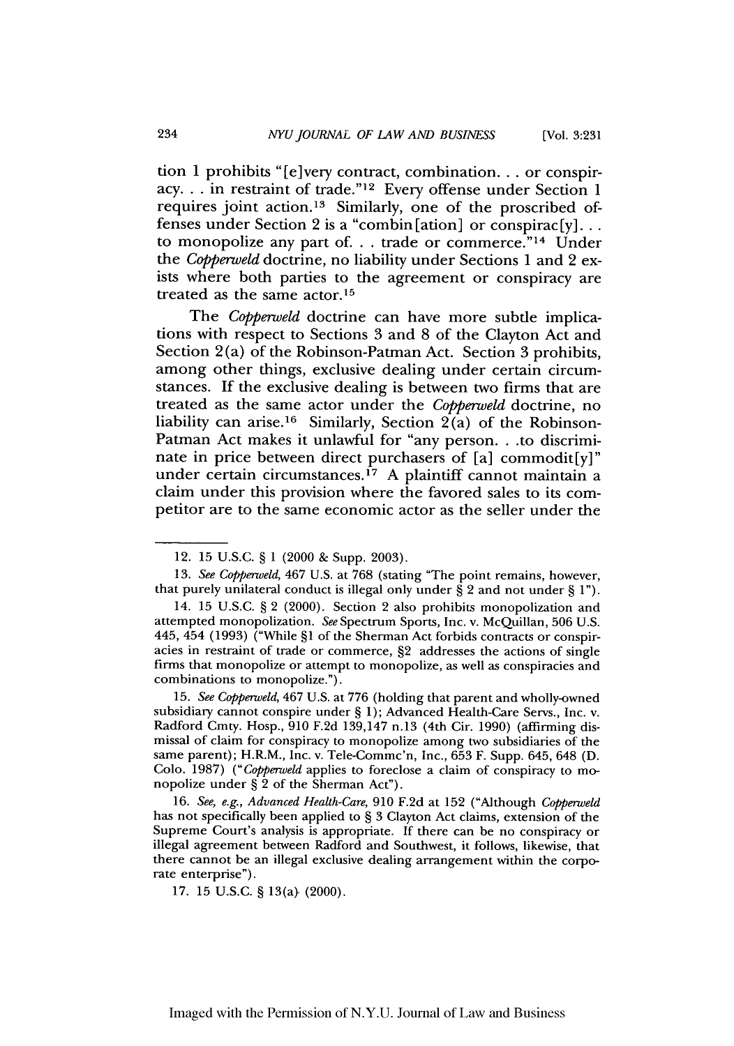tion 1 prohibits "[e]very contract, combination. . . or conspiracy. . . in restraint of trade."[12] Every offense under Section 1 requires joint action.[13] Similarly, one of the proscribed offenses under Section 2 is a "combin[ation] or conspirac[y]. . . to monopolize any part of. . . trade or commerce."[14] Under the *Copperweld* doctrine, no liability under Sections 1 and 2 exists where both parties to the agreement or conspiracy are treated as the same actor.[15]

The *Copperweld* doctrine can have more subtle implications with respect to Sections 3 and 8 of the Clayton Act and Section 2(a) of the Robinson-Patman Act. Section 3 prohibits, among other things, exclusive dealing under certain circumstances. If the exclusive dealing is between two firms that are treated as the same actor under the *Copperweld* doctrine, no liability can arise.[16] Similarly, Section 2(a) of the Robinson-Patman Act makes it unlawful for "any person. . .to discriminate in price between direct purchasers of [a] commodit[y]" under certain circumstances.[17] A plaintiff cannot maintain a claim under this provision where the favored sales to its competitor are to the same economic actor as the seller under the

---

12. 15 U.S.C. § 1 (2000 & Supp. 2003).

13. *See Copperweld*, 467 U.S. at 768 (stating "The point remains, however, that purely unilateral conduct is illegal only under § 2 and not under § 1").

14. 15 U.S.C. § 2 (2000). Section 2 also prohibits monopolization and attempted monopolization. *See* Spectrum Sports, Inc. v. McQuillan, 506 U.S. 445, 454 (1993) ("While §1 of the Sherman Act forbids contracts or conspiracies in restraint of trade or commerce, §2 addresses the actions of single firms that monopolize or attempt to monopolize, as well as conspiracies and combinations to monopolize.").

15. *See Copperweld*, 467 U.S. at 776 (holding that parent and wholly-owned subsidiary cannot conspire under § 1); Advanced Health-Care Servs., Inc. v. Radford Cmty. Hosp., 910 F.2d 139,147 n.13 (4th Cir. 1990) (affirming dismissal of claim for conspiracy to monopolize among two subsidiaries of the same parent); H.R.M., Inc. v. Tele-Commc'n, Inc., 653 F. Supp. 645, 648 (D. Colo. 1987) ("*Copperweld* applies to foreclose a claim of conspiracy to monopolize under § 2 of the Sherman Act").

16. *See, e.g., Advanced Health-Care*, 910 F.2d at 152 ("Although *Copperweld* has not specifically been applied to § 3 Clayton Act claims, extension of the Supreme Court's analysis is appropriate. If there can be no conspiracy or illegal agreement between Radford and Southwest, it follows, likewise, that there cannot be an illegal exclusive dealing arrangement within the corporate enterprise").

17. 15 U.S.C. § 13(a) (2000).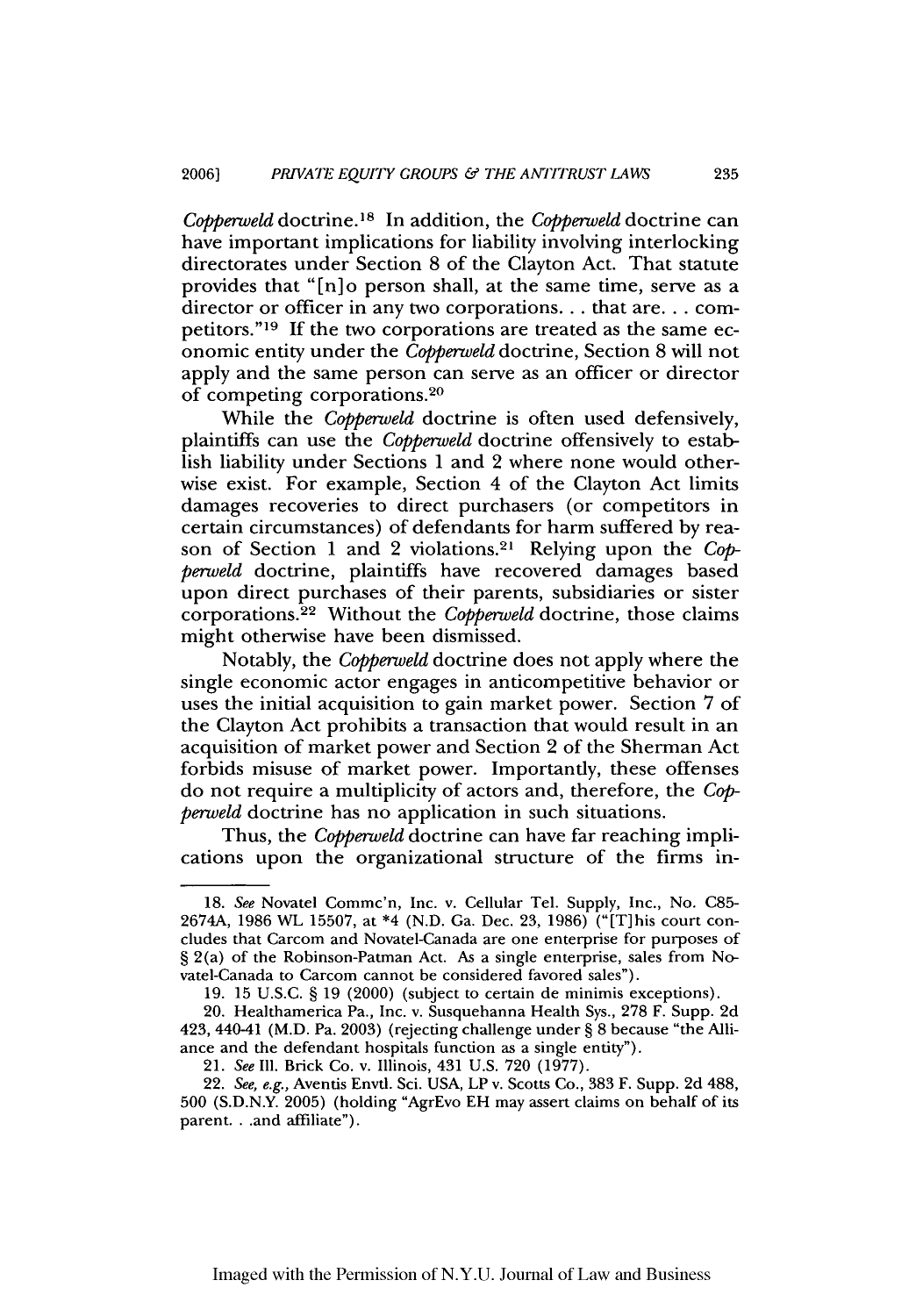*Copperweld* doctrine.[18] In addition, the *Copperweld* doctrine can have important implications for liability involving interlocking directorates under Section 8 of the Clayton Act. That statute provides that "[n]o person shall, at the same time, serve as a director or officer in any two corporations. . . that are. . . competitors."[19] If the two corporations are treated as the same economic entity under the *Copperweld* doctrine, Section 8 will not apply and the same person can serve as an officer or director of competing corporations.[20]

While the *Copperweld* doctrine is often used defensively, plaintiffs can use the *Copperweld* doctrine offensively to establish liability under Sections 1 and 2 where none would otherwise exist. For example, Section 4 of the Clayton Act limits damages recoveries to direct purchasers (or competitors in certain circumstances) of defendants for harm suffered by reason of Section 1 and 2 violations.[21] Relying upon the *Copperweld* doctrine, plaintiffs have recovered damages based upon direct purchases of their parents, subsidiaries or sister corporations.[22] Without the *Copperweld* doctrine, those claims might otherwise have been dismissed.

Notably, the *Copperweld* doctrine does not apply where the single economic actor engages in anticompetitive behavior or uses the initial acquisition to gain market power. Section 7 of the Clayton Act prohibits a transaction that would result in an acquisition of market power and Section 2 of the Sherman Act forbids misuse of market power. Importantly, these offenses do not require a multiplicity of actors and, therefore, the *Copperweld* doctrine has no application in such situations.

Thus, the *Copperweld* doctrine can have far reaching implications upon the organizational structure of the firms in-

---

18. *See* Novatel Commc'n, Inc. v. Cellular Tel. Supply, Inc., No. C85-2674A, 1986 WL 15507, at *4 (N.D. Ga. Dec. 23, 1986) ("[T]his court concludes that Carcom and Novatel-Canada are one enterprise for purposes of § 2(a) of the Robinson-Patman Act. As a single enterprise, sales from Novatel-Canada to Carcom cannot be considered favored sales").

19. 15 U.S.C. § 19 (2000) (subject to certain de minimis exceptions).

20. Healthamerica Pa., Inc. v. Susquehanna Health Sys., 278 F. Supp. 2d 423, 440-41 (M.D. Pa. 2003) (rejecting challenge under § 8 because "the Alliance and the defendant hospitals function as a single entity").

21. *See* Ill. Brick Co. v. Illinois, 431 U.S. 720 (1977).

22. *See, e.g.*, Aventis Envtl. Sci. USA, LP v. Scotts Co., 383 F. Supp. 2d 488, 500 (S.D.N.Y. 2005) (holding "AgrEvo EH may assert claims on behalf of its parent. . .and affiliate").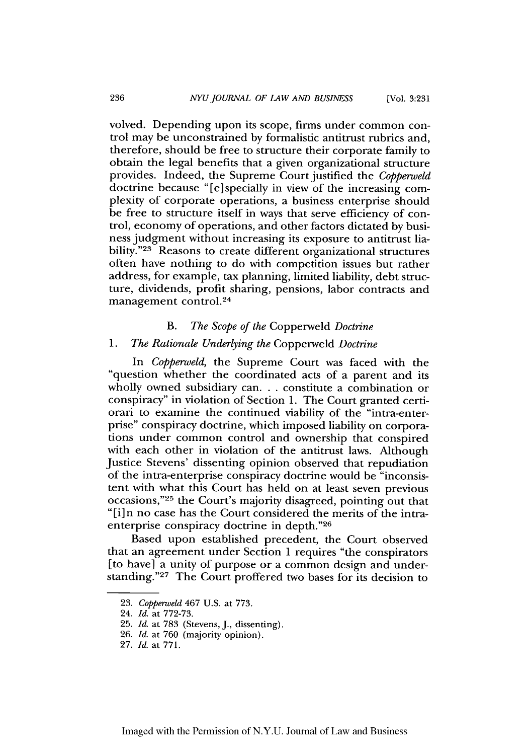volved. Depending upon its scope, firms under common control may be unconstrained by formalistic antitrust rubrics and, therefore, should be free to structure their corporate family to obtain the legal benefits that a given organizational structure provides. Indeed, the Supreme Court justified the *Copperweld* doctrine because "[e]specially in view of the increasing complexity of corporate operations, a business enterprise should be free to structure itself in ways that serve efficiency of control, economy of operations, and other factors dictated by business judgment without increasing its exposure to antitrust liability."[23] Reasons to create different organizational structures often have nothing to do with competition issues but rather address, for example, tax planning, limited liability, debt structure, dividends, profit sharing, pensions, labor contracts and management control.[24]

### B. *The Scope of the* Copperweld *Doctrine*

#### 1. *The Rationale Underlying the* Copperweld *Doctrine*

In *Copperweld*, the Supreme Court was faced with the "question whether the coordinated acts of a parent and its wholly owned subsidiary can. . . constitute a combination or conspiracy" in violation of Section 1. The Court granted certiorari to examine the continued viability of the "intra-enterprise" conspiracy doctrine, which imposed liability on corporations under common control and ownership that conspired with each other in violation of the antitrust laws. Although Justice Stevens' dissenting opinion observed that repudiation of the intra-enterprise conspiracy doctrine would be "inconsistent with what this Court has held on at least seven previous occasions,"[25] the Court's majority disagreed, pointing out that "[i]n no case has the Court considered the merits of the intra-enterprise conspiracy doctrine in depth."[26]

Based upon established precedent, the Court observed that an agreement under Section 1 requires "the conspirators [to have] a unity of purpose or a common design and understanding."[27] The Court proffered two bases for its decision to

---

23. *Copperweld* 467 U.S. at 773.
24. *Id.* at 772-73.
25. *Id.* at 783 (Stevens, J., dissenting).
26. *Id.* at 760 (majority opinion).
27. *Id.* at 771.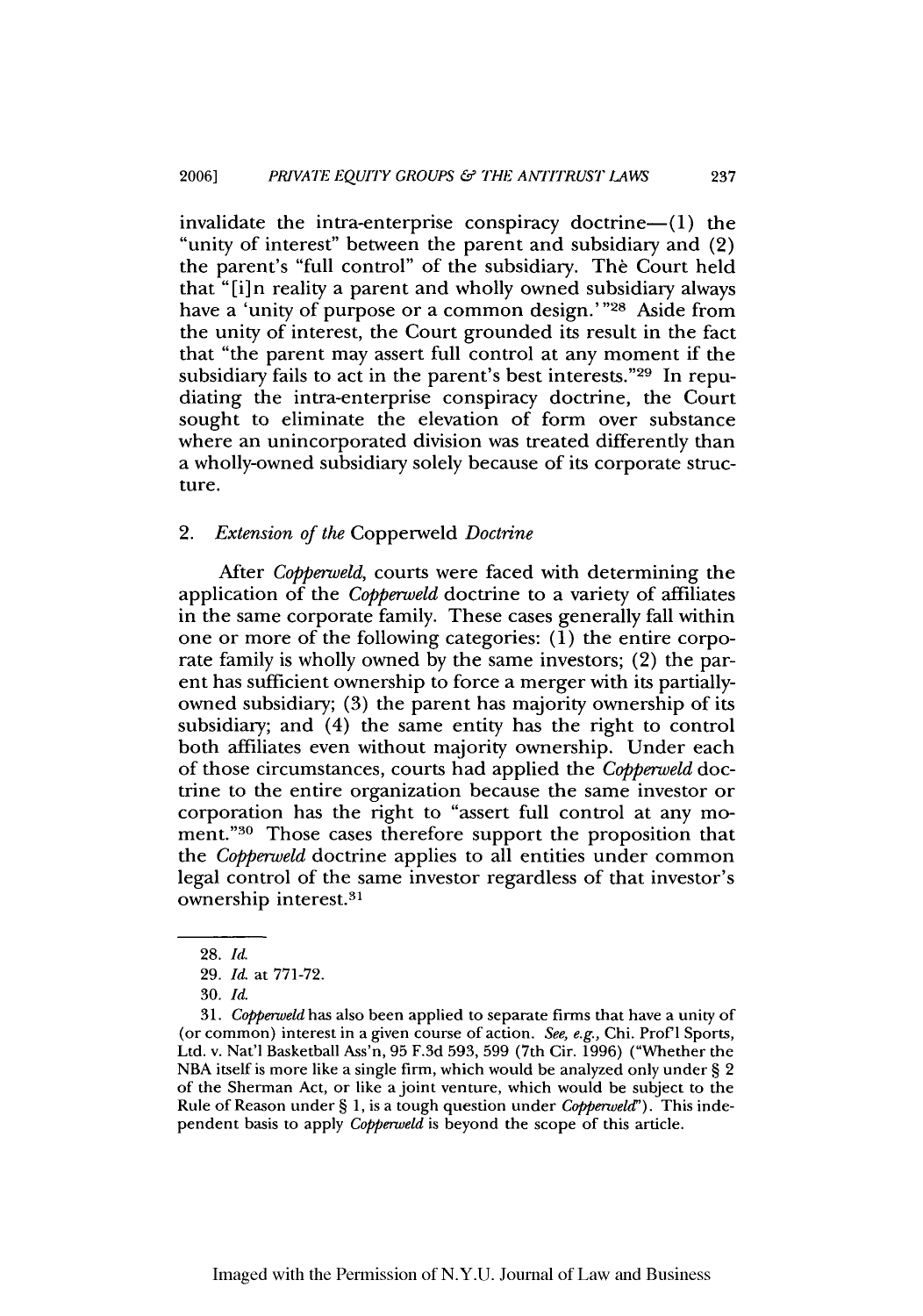invalidate the intra-enterprise conspiracy doctrine—(1) the "unity of interest" between the parent and subsidiary and (2) the parent's "full control" of the subsidiary. The Court held that "[i]n reality a parent and wholly owned subsidiary always have a 'unity of purpose or a common design.'"[28] Aside from the unity of interest, the Court grounded its result in the fact that "the parent may assert full control at any moment if the subsidiary fails to act in the parent's best interests."[29] In repudiating the intra-enterprise conspiracy doctrine, the Court sought to eliminate the elevation of form over substance where an unincorporated division was treated differently than a wholly-owned subsidiary solely because of its corporate structure.

### 2. *Extension of the* Copperweld *Doctrine*

After *Copperweld*, courts were faced with determining the application of the *Copperweld* doctrine to a variety of affiliates in the same corporate family. These cases generally fall within one or more of the following categories: (1) the entire corporate family is wholly owned by the same investors; (2) the parent has sufficient ownership to force a merger with its partially-owned subsidiary; (3) the parent has majority ownership of its subsidiary; and (4) the same entity has the right to control both affiliates even without majority ownership. Under each of those circumstances, courts had applied the *Copperweld* doctrine to the entire organization because the same investor or corporation has the right to "assert full control at any moment."[30] Those cases therefore support the proposition that the *Copperweld* doctrine applies to all entities under common legal control of the same investor regardless of that investor's ownership interest.[31]

---

28. *Id.*

29. *Id.* at 771-72.

30. *Id.*

31. *Copperweld* has also been applied to separate firms that have a unity of (or common) interest in a given course of action. *See, e.g.*, Chi. Prof'l Sports, Ltd. v. Nat'l Basketball Ass'n, 95 F.3d 593, 599 (7th Cir. 1996) ("Whether the NBA itself is more like a single firm, which would be analyzed only under § 2 of the Sherman Act, or like a joint venture, which would be subject to the Rule of Reason under § 1, is a tough question under *Copperweld*"). This independent basis to apply *Copperweld* is beyond the scope of this article.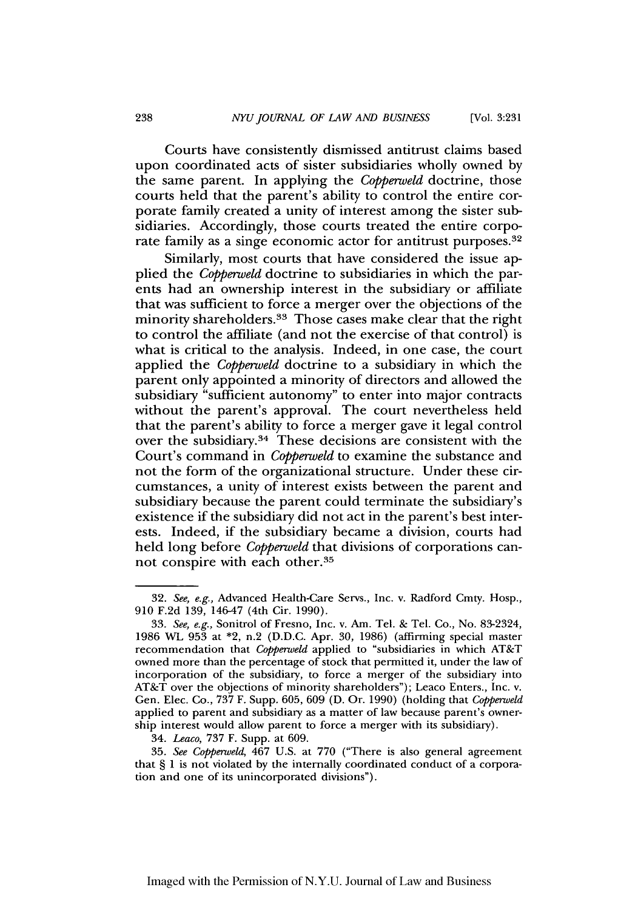Courts have consistently dismissed antitrust claims based upon coordinated acts of sister subsidiaries wholly owned by the same parent. In applying the *Copperweld* doctrine, those courts held that the parent's ability to control the entire corporate family created a unity of interest among the sister subsidiaries. Accordingly, those courts treated the entire corporate family as a singe economic actor for antitrust purposes.[32]

Similarly, most courts that have considered the issue applied the *Copperweld* doctrine to subsidiaries in which the parents had an ownership interest in the subsidiary or affiliate that was sufficient to force a merger over the objections of the minority shareholders.[33] Those cases make clear that the right to control the affiliate (and not the exercise of that control) is what is critical to the analysis. Indeed, in one case, the court applied the *Copperweld* doctrine to a subsidiary in which the parent only appointed a minority of directors and allowed the subsidiary "sufficient autonomy" to enter into major contracts without the parent's approval. The court nevertheless held that the parent's ability to force a merger gave it legal control over the subsidiary.[34] These decisions are consistent with the Court's command in *Copperweld* to examine the substance and not the form of the organizational structure. Under these circumstances, a unity of interest exists between the parent and subsidiary because the parent could terminate the subsidiary's existence if the subsidiary did not act in the parent's best interests. Indeed, if the subsidiary became a division, courts had held long before *Copperweld* that divisions of corporations cannot conspire with each other.[35]

---

32. *See, e.g.*, Advanced Health-Care Servs., Inc. v. Radford Cmty. Hosp., 910 F.2d 139, 146-47 (4th Cir. 1990).

33. *See, e.g.*, Sonitrol of Fresno, Inc. v. Am. Tel. & Tel. Co., No. 83-2324, 1986 WL 953 at *2, n.2 (D.D.C. Apr. 30, 1986) (affirming special master recommendation that *Copperweld* applied to "subsidiaries in which AT&T owned more than the percentage of stock that permitted it, under the law of incorporation of the subsidiary, to force a merger of the subsidiary into AT&T over the objections of minority shareholders"); Leaco Enters., Inc. v. Gen. Elec. Co., 737 F. Supp. 605, 609 (D. Or. 1990) (holding that *Copperweld* applied to parent and subsidiary as a matter of law because parent's ownership interest would allow parent to force a merger with its subsidiary).

34. *Leaco*, 737 F. Supp. at 609.

35. *See Copperweld*, 467 U.S. at 770 ("There is also general agreement that § 1 is not violated by the internally coordinated conduct of a corporation and one of its unincorporated divisions").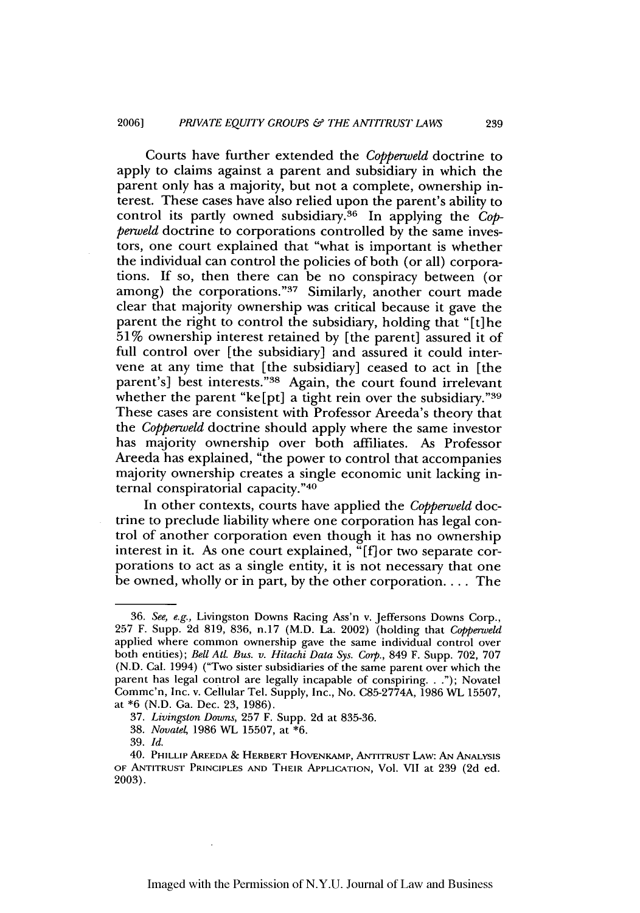Courts have further extended the *Copperweld* doctrine to apply to claims against a parent and subsidiary in which the parent only has a majority, but not a complete, ownership interest. These cases have also relied upon the parent's ability to control its partly owned subsidiary.[36] In applying the *Copperweld* doctrine to corporations controlled by the same investors, one court explained that "what is important is whether the individual can control the policies of both (or all) corporations. If so, then there can be no conspiracy between (or among) the corporations."[37] Similarly, another court made clear that majority ownership was critical because it gave the parent the right to control the subsidiary, holding that "[t]he 51% ownership interest retained by [the parent] assured it of full control over [the subsidiary] and assured it could intervene at any time that [the subsidiary] ceased to act in [the parent's] best interests."[38] Again, the court found irrelevant whether the parent "ke[pt] a tight rein over the subsidiary."[39] These cases are consistent with Professor Areeda's theory that the *Copperweld* doctrine should apply where the same investor has majority ownership over both affiliates. As Professor Areeda has explained, "the power to control that accompanies majority ownership creates a single economic unit lacking internal conspiratorial capacity."[40]

In other contexts, courts have applied the *Copperweld* doctrine to preclude liability where one corporation has legal control of another corporation even though it has no ownership interest in it. As one court explained, "[f]or two separate corporations to act as a single entity, it is not necessary that one be owned, wholly or in part, by the other corporation. . . . The

---

36. *See, e.g.*, Livingston Downs Racing Ass'n v. Jeffersons Downs Corp., 257 F. Supp. 2d 819, 836, n.17 (M.D. La. 2002) (holding that *Copperweld* applied where common ownership gave the same individual control over both entities); *Bell Atl. Bus. v. Hitachi Data Sys. Corp.*, 849 F. Supp. 702, 707 (N.D. Cal. 1994) ("Two sister subsidiaries of the same parent over which the parent has legal control are legally incapable of conspiring. . ."); Novatel Commc'n, Inc. v. Cellular Tel. Supply, Inc., No. C85-2774A, 1986 WL 15507, at *6 (N.D. Ga. Dec. 23, 1986).

37. *Livingston Downs*, 257 F. Supp. 2d at 835-36.

38. *Novatel*, 1986 WL 15507, at *6.

39. *Id.*

40. PHILLIP AREEDA & HERBERT HOVENKAMP, ANTITRUST LAW: AN ANALYSIS OF ANTITRUST PRINCIPLES AND THEIR APPLICATION, Vol. VII at 239 (2d ed. 2003).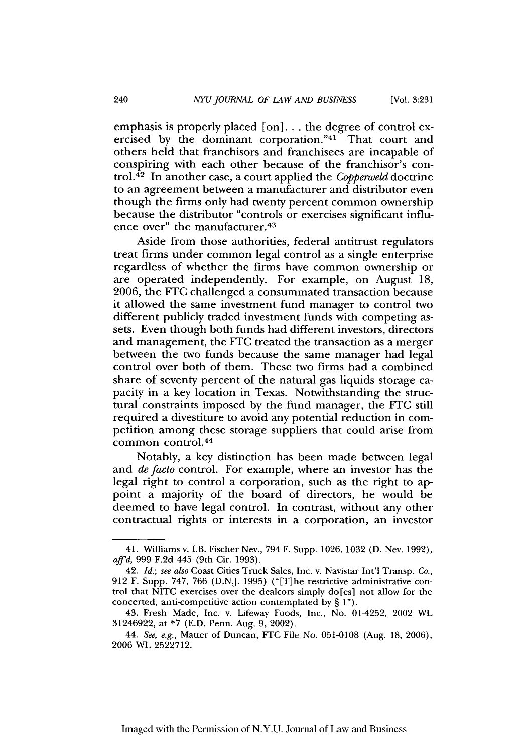emphasis is properly placed [on]. . . the degree of control exercised by the dominant corporation."[41] That court and others held that franchisors and franchisees are incapable of conspiring with each other because of the franchisor's control.[42] In another case, a court applied the *Copperweld* doctrine to an agreement between a manufacturer and distributor even though the firms only had twenty percent common ownership because the distributor "controls or exercises significant influence over" the manufacturer.[43]

Aside from those authorities, federal antitrust regulators treat firms under common legal control as a single enterprise regardless of whether the firms have common ownership or are operated independently. For example, on August 18, 2006, the FTC challenged a consummated transaction because it allowed the same investment fund manager to control two different publicly traded investment funds with competing assets. Even though both funds had different investors, directors and management, the FTC treated the transaction as a merger between the two funds because the same manager had legal control over both of them. These two firms had a combined share of seventy percent of the natural gas liquids storage capacity in a key location in Texas. Notwithstanding the structural constraints imposed by the fund manager, the FTC still required a divestiture to avoid any potential reduction in competition among these storage suppliers that could arise from common control.[44]

Notably, a key distinction has been made between legal and *de facto* control. For example, where an investor has the legal right to control a corporation, such as the right to appoint a majority of the board of directors, he would be deemed to have legal control. In contrast, without any other contractual rights or interests in a corporation, an investor

---

41. Williams v. I.B. Fischer Nev., 794 F. Supp. 1026, 1032 (D. Nev. 1992), *aff'd*, 999 F.2d 445 (9th Cir. 1993).

42. *Id.*; *see also* Coast Cities Truck Sales, Inc. v. Navistar Int'l Transp. Co., 912 F. Supp. 747, 766 (D.N.J. 1995) ("[T]he restrictive administrative control that NITC exercises over the dealcors simply do[es] not allow for the concerted, anti-competitive action contemplated by § 1").

43. Fresh Made, Inc. v. Lifeway Foods, Inc., No. 01-4252, 2002 WL 31246922, at *7 (E.D. Penn. Aug. 9, 2002).

44. *See, e.g.*, Matter of Duncan, FTC File No. 051-0108 (Aug. 18, 2006), 2006 WL 2522712.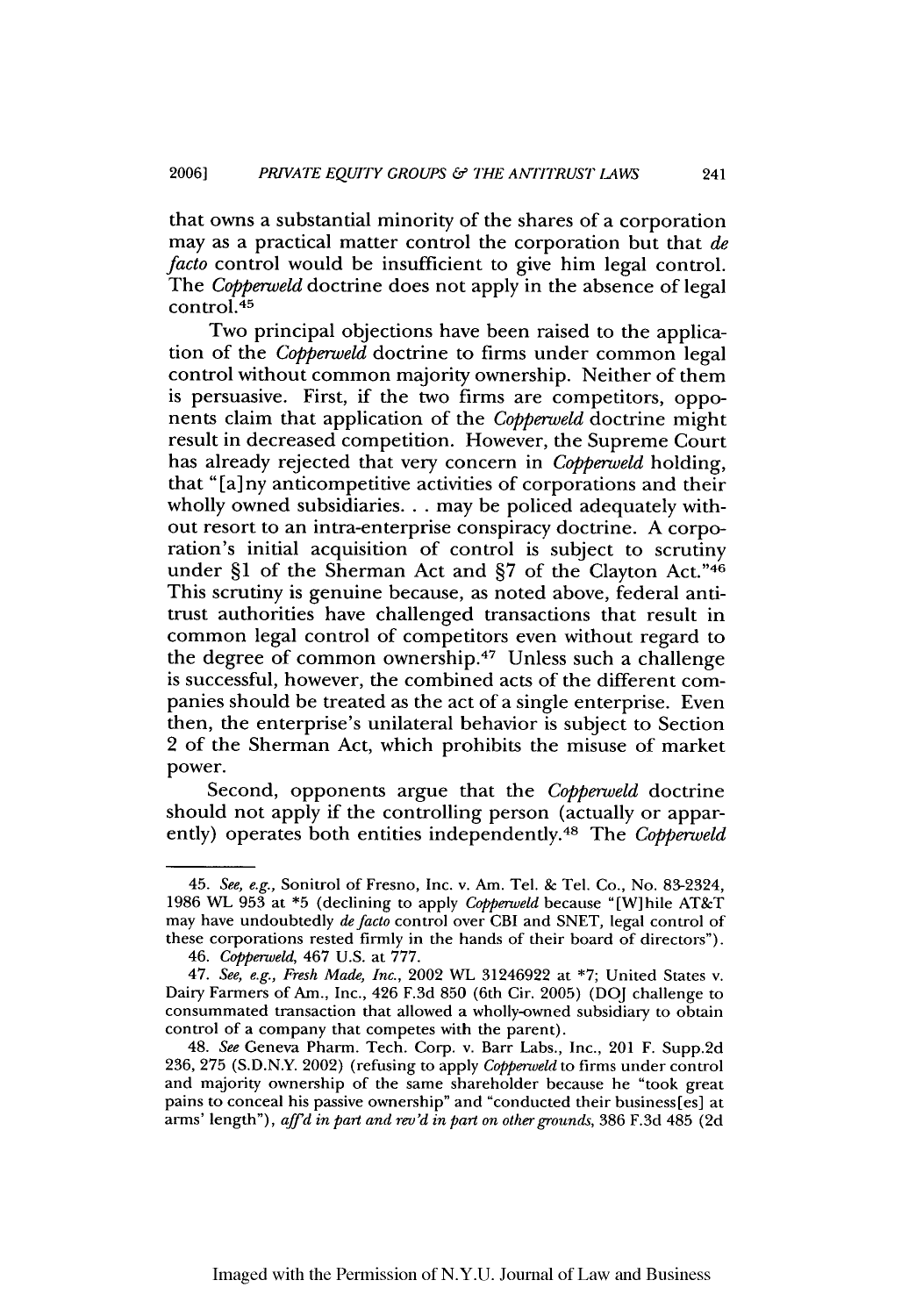that owns a substantial minority of the shares of a corporation may as a practical matter control the corporation but that *de facto* control would be insufficient to give him legal control. The *Copperweld* doctrine does not apply in the absence of legal control.[45]

Two principal objections have been raised to the application of the *Copperweld* doctrine to firms under common legal control without common majority ownership. Neither of them is persuasive. First, if the two firms are competitors, opponents claim that application of the *Copperweld* doctrine might result in decreased competition. However, the Supreme Court has already rejected that very concern in *Copperweld* holding, that "[a]ny anticompetitive activities of corporations and their wholly owned subsidiaries. . . may be policed adequately without resort to an intra-enterprise conspiracy doctrine. A corporation's initial acquisition of control is subject to scrutiny under §1 of the Sherman Act and §7 of the Clayton Act."[46] This scrutiny is genuine because, as noted above, federal antitrust authorities have challenged transactions that result in common legal control of competitors even without regard to the degree of common ownership.[47] Unless such a challenge is successful, however, the combined acts of the different companies should be treated as the act of a single enterprise. Even then, the enterprise's unilateral behavior is subject to Section 2 of the Sherman Act, which prohibits the misuse of market power.

Second, opponents argue that the *Copperweld* doctrine should not apply if the controlling person (actually or apparently) operates both entities independently.[48] The *Copperweld*

---

45. *See, e.g.*, Sonitrol of Fresno, Inc. v. Am. Tel. & Tel. Co., No. 83-2324, 1986 WL 953 at *5 (declining to apply *Copperweld* because "[W]hile AT&T may have undoubtedly *de facto* control over CBI and SNET, legal control of these corporations rested firmly in the hands of their board of directors").

46. *Copperweld*, 467 U.S. at 777.

47. *See, e.g.*, *Fresh Made, Inc.*, 2002 WL 31246922 at *7; United States v. Dairy Farmers of Am., Inc., 426 F.3d 850 (6th Cir. 2005) (DOJ challenge to consummated transaction that allowed a wholly-owned subsidiary to obtain control of a company that competes with the parent).

48. *See* Geneva Pharm. Tech. Corp. v. Barr Labs., Inc., 201 F. Supp.2d 236, 275 (S.D.N.Y. 2002) (refusing to apply *Copperweld* to firms under control and majority ownership of the same shareholder because he "took great pains to conceal his passive ownership" and "conducted their business[es] at arms' length"), *aff'd in part and rev'd in part on other grounds*, 386 F.3d 485 (2d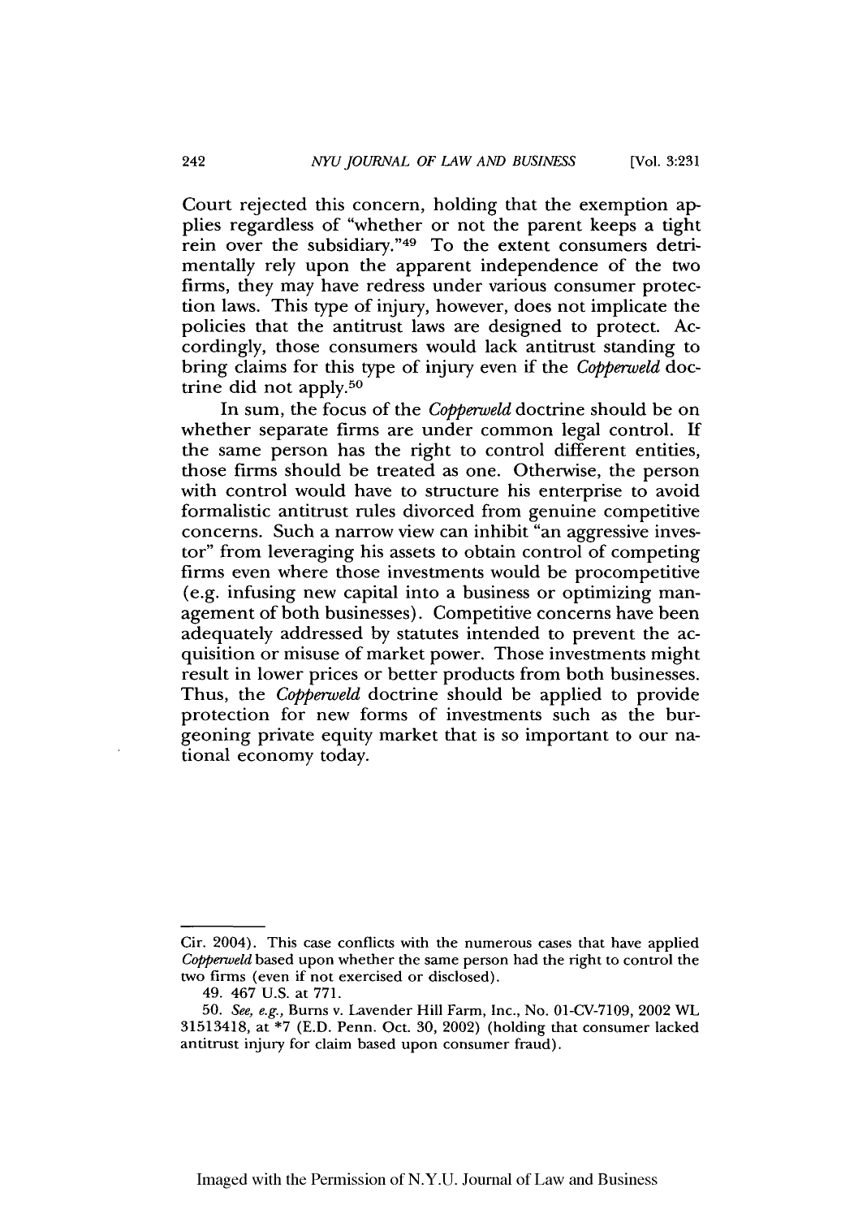Court rejected this concern, holding that the exemption applies regardless of "whether or not the parent keeps a tight rein over the subsidiary."[49] To the extent consumers detrimentally rely upon the apparent independence of the two firms, they may have redress under various consumer protection laws. This type of injury, however, does not implicate the policies that the antitrust laws are designed to protect. Accordingly, those consumers would lack antitrust standing to bring claims for this type of injury even if the *Copperweld* doctrine did not apply.[50]

In sum, the focus of the *Copperweld* doctrine should be on whether separate firms are under common legal control. If the same person has the right to control different entities, those firms should be treated as one. Otherwise, the person with control would have to structure his enterprise to avoid formalistic antitrust rules divorced from genuine competitive concerns. Such a narrow view can inhibit "an aggressive investor" from leveraging his assets to obtain control of competing firms even where those investments would be procompetitive (e.g. infusing new capital into a business or optimizing management of both businesses). Competitive concerns have been adequately addressed by statutes intended to prevent the acquisition or misuse of market power. Those investments might result in lower prices or better products from both businesses. Thus, the *Copperweld* doctrine should be applied to provide protection for new forms of investments such as the burgeoning private equity market that is so important to our national economy today.

---

Cir. 2004). This case conflicts with the numerous cases that have applied *Copperweld* based upon whether the same person had the right to control the two firms (even if not exercised or disclosed).

49. 467 U.S. at 771.

50. *See, e.g.,* Burns v. Lavender Hill Farm, Inc., No. 01-CV-7109, 2002 WL 31513418, at *7 (E.D. Penn. Oct. 30, 2002) (holding that consumer lacked antitrust injury for claim based upon consumer fraud).